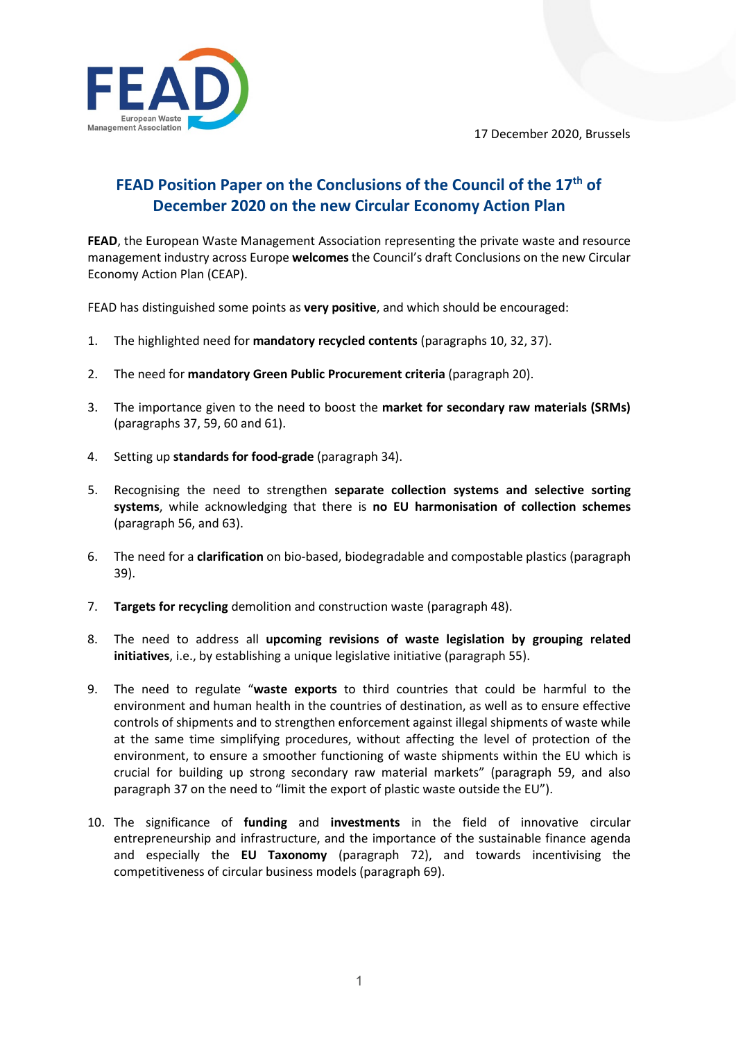17 December 2020, Brussels

# FEAD Position Paper on the Conclusions of the Council of the 17th of December 2020 on the new Circular Economy Action Plan

**FEAD**, the European Waste Management Association representing the private waste and resource management industry across Europe **welcomes** the Council's draft Conclusions on the new Circular Economy Action Plan (CEAP).

FEAD has distinguished some points as **very positive**, and which should be encouraged:

1. The highlighted need for **mandatory recycled contents** (paragraphs 10, 32, 37).

2. The need for **mandatory Green Public Procurement criteria** (paragraph 20).

3. The importance given to the need to boost the **market for secondary raw materials (SRMs)** (paragraphs 37, 59, 60 and 61).

4. Setting up **standards for food-grade** (paragraph 34).

5. Recognising the need to strengthen **separate collection systems and selective sorting systems**, while acknowledging that there is **no EU harmonisation of collection schemes** (paragraph 56, and 63).

6. The need for a **clarification** on bio-based, biodegradable and compostable plastics (paragraph 39).

7. **Targets for recycling** demolition and construction waste (paragraph 48).

8. The need to address all **upcoming revisions of waste legislation by grouping related initiatives**, i.e., by establishing a unique legislative initiative (paragraph 55).

9. The need to regulate "**waste exports** to third countries that could be harmful to the environment and human health in the countries of destination, as well as to ensure effective controls of shipments and to strengthen enforcement against illegal shipments of waste while at the same time simplifying procedures, without affecting the level of protection of the environment, to ensure a smoother functioning of waste shipments within the EU which is crucial for building up strong secondary raw material markets" (paragraph 59, and also paragraph 37 on the need to "limit the export of plastic waste outside the EU").

10. The significance of **funding** and **investments** in the field of innovative circular entrepreneurship and infrastructure, and the importance of the sustainable finance agenda and especially the **EU Taxonomy** (paragraph 72), and towards incentivising the competitiveness of circular business models (paragraph 69).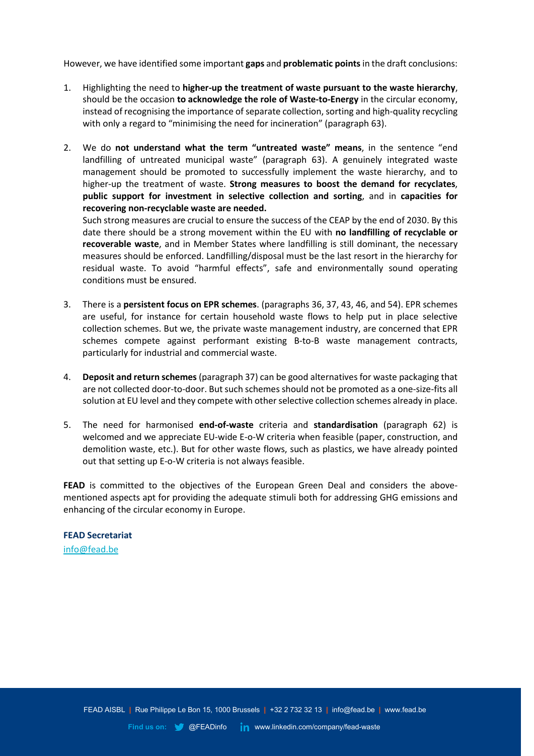However, we have identified some important **gaps** and **problematic points** in the draft conclusions:

1. Highlighting the need to **higher-up the treatment of waste pursuant to the waste hierarchy**, should be the occasion **to acknowledge the role of Waste-to-Energy** in the circular economy, instead of recognising the importance of separate collection, sorting and high-quality recycling with only a regard to "minimising the need for incineration" (paragraph 63).

2. We do **not understand what the term "untreated waste" means**, in the sentence "end landfilling of untreated municipal waste" (paragraph 63). A genuinely integrated waste management should be promoted to successfully implement the waste hierarchy, and to higher-up the treatment of waste. **Strong measures to boost the demand for recyclates**, **public support for investment in selective collection and sorting**, and in **capacities for recovering non-recyclable waste are needed.**

   Such strong measures are crucial to ensure the success of the CEAP by the end of 2030. By this date there should be a strong movement within the EU with **no landfilling of recyclable or recoverable waste**, and in Member States where landfilling is still dominant, the necessary measures should be enforced. Landfilling/disposal must be the last resort in the hierarchy for residual waste. To avoid "harmful effects", safe and environmentally sound operating conditions must be ensured.

3. There is a **persistent focus on EPR schemes**. (paragraphs 36, 37, 43, 46, and 54). EPR schemes are useful, for instance for certain household waste flows to help put in place selective collection schemes. But we, the private waste management industry, are concerned that EPR schemes compete against performant existing B-to-B waste management contracts, particularly for industrial and commercial waste.

4. **Deposit and return schemes** (paragraph 37) can be good alternatives for waste packaging that are not collected door-to-door. But such schemes should not be promoted as a one-size-fits all solution at EU level and they compete with other selective collection schemes already in place.

5. The need for harmonised **end-of-waste** criteria and **standardisation** (paragraph 62) is welcomed and we appreciate EU-wide E-o-W criteria when feasible (paper, construction, and demolition waste, etc.). But for other waste flows, such as plastics, we have already pointed out that setting up E-o-W criteria is not always feasible.

**FEAD** is committed to the objectives of the European Green Deal and considers the above-mentioned aspects apt for providing the adequate stimuli both for addressing GHG emissions and enhancing of the circular economy in Europe.

**FEAD Secretariat**
info@fead.be

FEAD AISBL | Rue Philippe Le Bon 15, 1000 Brussels | +32 2 732 32 13 | info@fead.be | www.fead.be

Find us on: @FEADinfo www.linkedin.com/company/fead-waste